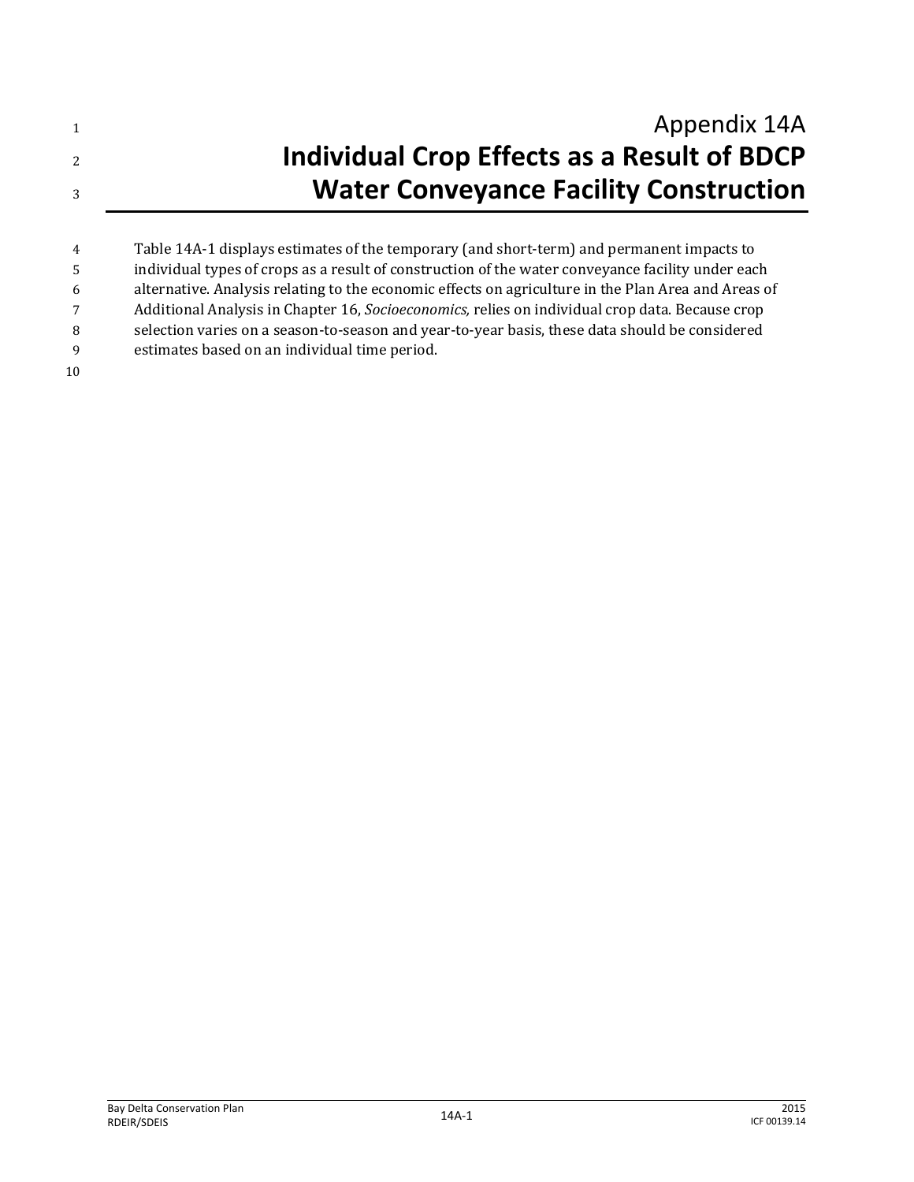# Appendix 14A
# Individual Crop Effects as a Result of BDCP Water Conveyance Facility Construction

Table 14A-1 displays estimates of the temporary (and short-term) and permanent impacts to individual types of crops as a result of construction of the water conveyance facility under each alternative. Analysis relating to the economic effects on agriculture in the Plan Area and Areas of Additional Analysis in Chapter 16, *Socioeconomics,* relies on individual crop data. Because crop selection varies on a season-to-season and year-to-year basis, these data should be considered estimates based on an individual time period.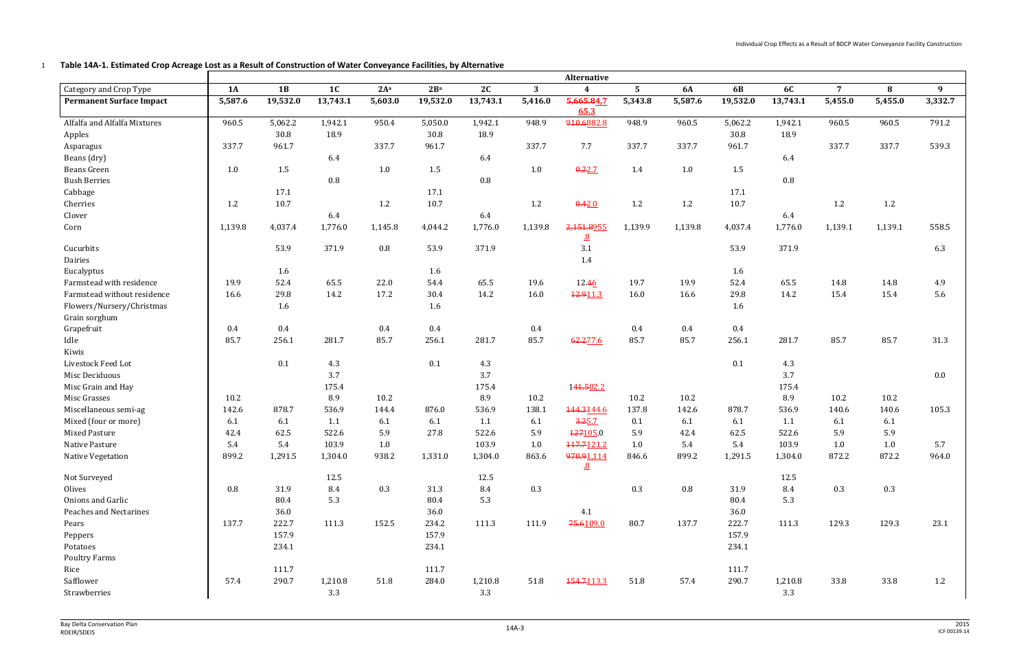**Table 14A-1. Estimated Crop Acreage Lost as a Result of Construction of Water Conveyance Facilities, by Alternative**

| | Alternative | | | | | | | | | | | | | | |
|---|---|---|---|---|---|---|---|---|---|---|---|---|---|---|---|
| Category and Crop Type | 1A | 1B | 1C | 2A[a] | 2B[a] | 2C | 3 | 4 | 5 | 6A | 6B | 6C | 7 | 8 | 9 |
| **Permanent Surface Impact** | **5,587.6** | **19,532.0** | **13,743.1** | **5,603.0** | **19,532.0** | **13,743.1** | **5,416.0** | **~~5,665.8~~4,765.3** | **5,343.8** | **5,587.6** | **19,532.0** | **13,743.1** | **5,455.0** | **5,455.0** | **3,332.7** |
| Alfalfa and Alfalfa Mixtures | 960.5 | 5,062.2 | 1,942.1 | 950.4 | 5,050.0 | 1,942.1 | 948.9 | ~~910.6~~882.8 | 948.9 | 960.5 | 5,062.2 | 1,942.1 | 960.5 | 960.5 | 791.2 |
| Apples | | 30.8 | 18.9 | | 30.8 | 18.9 | | | | | 30.8 | 18.9 | | | |
| Asparagus | 337.7 | 961.7 | | 337.7 | 961.7 | | 337.7 | 7.7 | 337.7 | 337.7 | 961.7 | | 337.7 | 337.7 | 539.3 |
| Beans (dry) | | | 6.4 | | | 6.4 | | | | | | 6.4 | | | |
| Beans Green | 1.0 | 1.5 | | 1.0 | 1.5 | | 1.0 | ~~0.2~~2.7 | 1.4 | 1.0 | 1.5 | | | | |
| Bush Berries | | | 0.8 | | | 0.8 | | | | | | 0.8 | | | |
| Cabbage | | 17.1 | | | 17.1 | | | | | | 17.1 | | | | |
| Cherries | 1.2 | 10.7 | | 1.2 | 10.7 | | 1.2 | ~~0.4~~2.0 | 1.2 | 1.2 | 10.7 | | 1.2 | 1.2 | |
| Clover | | | 6.4 | | | 6.4 | | | | | | 6.4 | | | |
| Corn | 1,139.8 | 4,037.4 | 1,776.0 | 1,145.8 | 4,044.2 | 1,776.0 | 1,139.8 | ~~2,151.8~~955.8 | 1,139.9 | 1,139.8 | 4,037.4 | 1,776.0 | 1,139.1 | 1,139.1 | 558.5 |
| Cucurbits | | 53.9 | 371.9 | 0.8 | 53.9 | 371.9 | | 3.1 | | | 53.9 | 371.9 | | | 6.3 |
| Dairies | | | | | | | | 1.4 | | | | | | | |
| Eucalyptus | | 1.6 | | | 1.6 | | | | | | 1.6 | | | | |
| Farmstead with residence | 19.9 | 52.4 | 65.5 | 22.0 | 54.4 | 65.5 | 19.6 | 12.~~4~~6 | 19.7 | 19.9 | 52.4 | 65.5 | 14.8 | 14.8 | 4.9 |
| Farmstead without residence | 16.6 | 29.8 | 14.2 | 17.2 | 30.4 | 14.2 | 16.0 | ~~12.9~~11.3 | 16.0 | 16.6 | 29.8 | 14.2 | 15.4 | 15.4 | 5.6 |
| Flowers/Nursery/Christmas | | 1.6 | | | 1.6 | | | | | | 1.6 | | | | |
| Grain sorghum | | | | | | | | | | | | | | | |
| Grapefruit | 0.4 | 0.4 | | 0.4 | 0.4 | | 0.4 | | 0.4 | 0.4 | 0.4 | | | | |
| Idle | 85.7 | 256.1 | 281.7 | 85.7 | 256.1 | 281.7 | 85.7 | ~~62.2~~77.6 | 85.7 | 85.7 | 256.1 | 281.7 | 85.7 | 85.7 | 31.3 |
| Kiwis | | | | | | | | | | | | | | | |
| Livestock Feed Lot | | 0.1 | 4.3 | | 0.1 | 4.3 | | | | | 0.1 | 4.3 | | | |
| Misc Deciduous | | | 3.7 | | | 3.7 | | | | | | 3.7 | | | 0.0 |
| Misc Grain and Hay | | | 175.4 | | | 175.4 | | 1~~41.5~~02.2 | | | | 175.4 | | | |
| Misc Grasses | 10.2 | | 8.9 | 10.2 | | 8.9 | 10.2 | | 10.2 | 10.2 | | 8.9 | 10.2 | 10.2 | |
| Miscellaneous semi-ag | 142.6 | 878.7 | 536.9 | 144.4 | 876.0 | 536.9 | 138.1 | ~~144.3~~144.6 | 137.8 | 142.6 | 878.7 | 536.9 | 140.6 | 140.6 | 105.3 |
| Mixed (four or more) | 6.1 | 6.1 | 1.1 | 6.1 | 6.1 | 1.1 | 6.1 | ~~3.2~~5.7 | 0.1 | 6.1 | 6.1 | 1.1 | 6.1 | 6.1 | |
| Mixed Pasture | 42.4 | 62.5 | 522.6 | 5.9 | 27.8 | 522.6 | 5.9 | ~~127~~105.0 | 5.9 | 42.4 | 62.5 | 522.6 | 5.9 | 5.9 | |
| Native Pasture | 5.4 | 5.4 | 103.9 | 1.0 | | 103.9 | 1.0 | ~~117.7~~121.2 | 1.0 | 5.4 | 5.4 | 103.9 | 1.0 | 1.0 | 5.7 |
| Native Vegetation | 899.2 | 1,291.5 | 1,304.0 | 938.2 | 1,331.0 | 1,304.0 | 863.6 | ~~970.9~~1,114.8 | 846.6 | 899.2 | 1,291.5 | 1,304.0 | 872.2 | 872.2 | 964.0 |
| Not Surveyed | | | 12.5 | | | 12.5 | | | | | | 12.5 | | | |
| Olives | 0.8 | 31.9 | 8.4 | 0.3 | 31.3 | 8.4 | 0.3 | | 0.3 | 0.8 | 31.9 | 8.4 | 0.3 | 0.3 | |
| Onions and Garlic | | 80.4 | 5.3 | | 80.4 | 5.3 | | | | | 80.4 | 5.3 | | | |
| Peaches and Nectarines | | 36.0 | | | 36.0 | | | 4.1 | | | 36.0 | | | | |
| Pears | 137.7 | 222.7 | 111.3 | 152.5 | 234.2 | 111.3 | 111.9 | ~~75.6~~109.0 | 80.7 | 137.7 | 222.7 | 111.3 | 129.3 | 129.3 | 23.1 |
| Peppers | | 157.9 | | | 157.9 | | | | | | 157.9 | | | | |
| Potatoes | | 234.1 | | | 234.1 | | | | | | 234.1 | | | | |
| Poultry Farms | | | | | | | | | | | | | | | |
| Rice | | 111.7 | | | 111.7 | | | | | | 111.7 | | | | |
| Safflower | 57.4 | 290.7 | 1,210.8 | 51.8 | 284.0 | 1,210.8 | 51.8 | ~~154.7~~113.3 | 51.8 | 57.4 | 290.7 | 1,210.8 | 33.8 | 33.8 | 1.2 |
| Strawberries | | | 3.3 | | | 3.3 | | | | | | 3.3 | | | |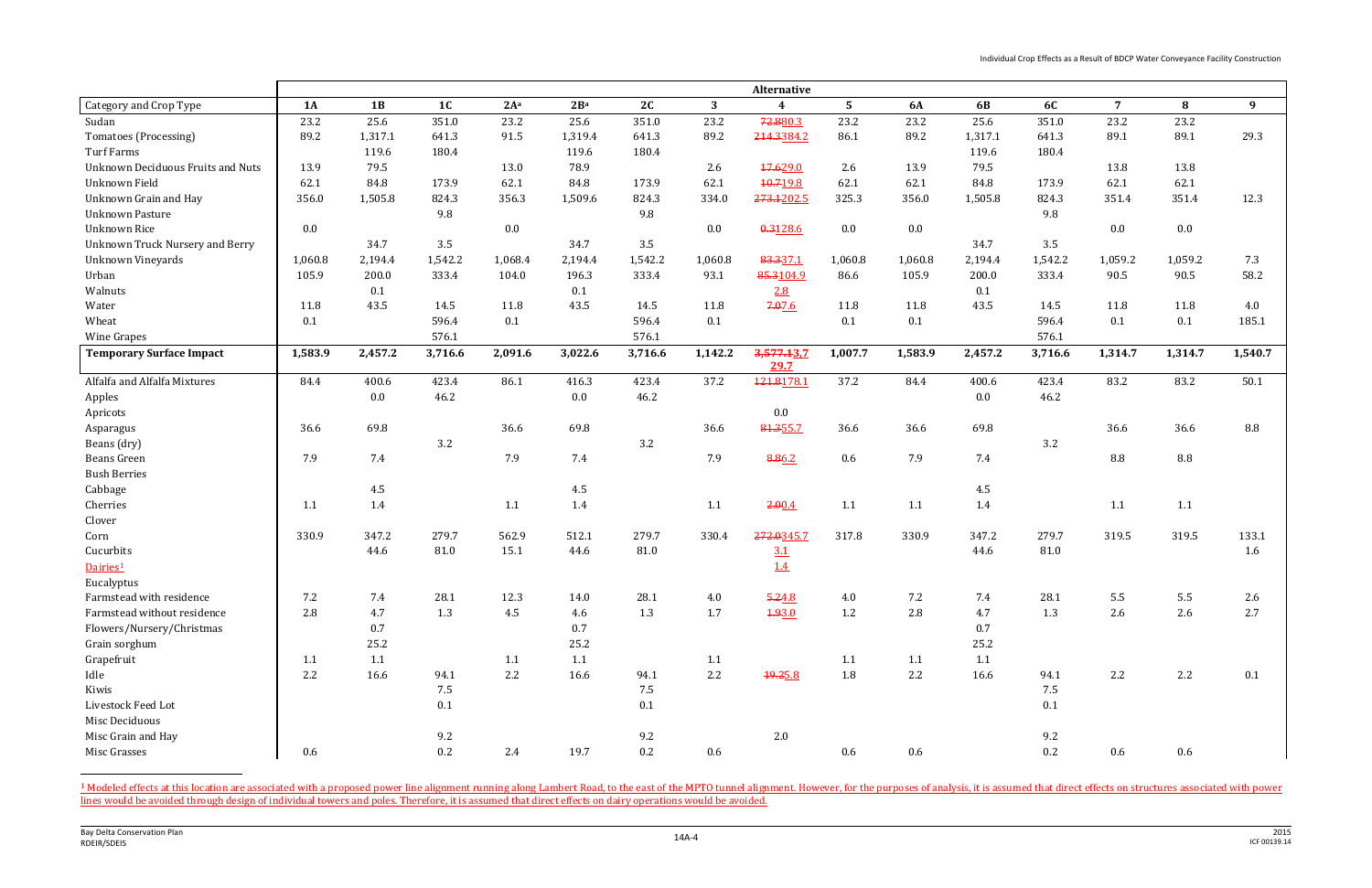| | Alternative | | | | | | | | | | | | | | |
|---|---|---|---|---|---|---|---|---|---|---|---|---|---|---|---|
| Category and Crop Type | **1A** | **1B** | **1C** | **2A**[a] | **2B**[a] | **2C** | **3** | **4** | **5** | **6A** | **6B** | **6C** | **7** | **8** | **9** |
| Sudan | 23.2 | 25.6 | 351.0 | 23.2 | 25.6 | 351.0 | 23.2 | ~~72.8~~80.3 | 23.2 | 23.2 | 25.6 | 351.0 | 23.2 | 23.2 | |
| Tomatoes (Processing) | 89.2 | 1,317.1 | 641.3 | 91.5 | 1,319.4 | 641.3 | 89.2 | ~~214.3~~384.2 | 86.1 | 89.2 | 1,317.1 | 641.3 | 89.1 | 89.1 | 29.3 |
| Turf Farms | | 119.6 | 180.4 | | 119.6 | 180.4 | | | | | 119.6 | 180.4 | | | |
| Unknown Deciduous Fruits and Nuts | 13.9 | 79.5 | | 13.0 | 78.9 | | 2.6 | ~~17.6~~29.0 | 2.6 | 13.9 | 79.5 | | 13.8 | 13.8 | |
| Unknown Field | 62.1 | 84.8 | 173.9 | 62.1 | 84.8 | 173.9 | 62.1 | ~~10.7~~19.8 | 62.1 | 62.1 | 84.8 | 173.9 | 62.1 | 62.1 | |
| Unknown Grain and Hay | 356.0 | 1,505.8 | 824.3 | 356.3 | 1,509.6 | 824.3 | 334.0 | ~~273.1~~202.5 | 325.3 | 356.0 | 1,505.8 | 824.3 | 351.4 | 351.4 | 12.3 |
| Unknown Pasture | | | 9.8 | | | 9.8 | | | | | | 9.8 | | | |
| Unknown Rice | 0.0 | | | 0.0 | | | 0.0 | ~~0.3~~128.6 | 0.0 | 0.0 | | | 0.0 | 0.0 | |
| Unknown Truck Nursery and Berry | | 34.7 | 3.5 | | 34.7 | 3.5 | | | | | 34.7 | 3.5 | | | |
| Unknown Vineyards | 1,060.8 | 2,194.4 | 1,542.2 | 1,068.4 | 2,194.4 | 1,542.2 | 1,060.8 | ~~83.3~~37.1 | 1,060.8 | 1,060.8 | 2,194.4 | 1,542.2 | 1,059.2 | 1,059.2 | 7.3 |
| Urban | 105.9 | 200.0 | 333.4 | 104.0 | 196.3 | 333.4 | 93.1 | ~~85.3~~104.9 | 86.6 | 105.9 | 200.0 | 333.4 | 90.5 | 90.5 | 58.2 |
| Walnuts | | 0.1 | | | 0.1 | | | 2.8 | | | 0.1 | | | | |
| Water | 11.8 | 43.5 | 14.5 | 11.8 | 43.5 | 14.5 | 11.8 | ~~7.0~~7.6 | 11.8 | 11.8 | 43.5 | 14.5 | 11.8 | 11.8 | 4.0 |
| Wheat | 0.1 | | 596.4 | 0.1 | | 596.4 | 0.1 | | 0.1 | 0.1 | | 596.4 | 0.1 | 0.1 | 185.1 |
| Wine Grapes | | | 576.1 | | | 576.1 | | | | | | 576.1 | | | |
| **Temporary Surface Impact** | **1,583.9** | **2,457.2** | **3,716.6** | **2,091.6** | **3,022.6** | **3,716.6** | **1,142.2** | **~~3,577.1~~3,429.7** | **1,007.7** | **1,583.9** | **2,457.2** | **3,716.6** | **1,314.7** | **1,314.7** | **1,540.7** |
| Alfalfa and Alfalfa Mixtures | 84.4 | 400.6 | 423.4 | 86.1 | 416.3 | 423.4 | 37.2 | ~~121.8~~178.1 | 37.2 | 84.4 | 400.6 | 423.4 | 83.2 | 83.2 | 50.1 |
| Apples | | 0.0 | 46.2 | | 0.0 | 46.2 | | | | | 0.0 | 46.2 | | | |
| Apricots | | | | | | | | 0.0 | | | | | | | |
| Asparagus | 36.6 | 69.8 | | 36.6 | 69.8 | | 36.6 | ~~81.3~~55.7 | 36.6 | 36.6 | 69.8 | | 36.6 | 36.6 | 8.8 |
| Beans (dry) | | | 3.2 | | | 3.2 | | | | | | 3.2 | | | |
| Beans Green | 7.9 | 7.4 | | 7.9 | 7.4 | | 7.9 | ~~8.8~~6.2 | 0.6 | 7.9 | 7.4 | | 8.8 | 8.8 | |
| Bush Berries | | | | | | | | | | | | | | | |
| Cabbage | | 4.5 | | | 4.5 | | | | | | 4.5 | | | | |
| Cherries | 1.1 | 1.4 | | 1.1 | 1.4 | | 1.1 | ~~2.0~~0.4 | 1.1 | 1.1 | 1.4 | | 1.1 | 1.1 | |
| Clover | | | | | | | | | | | | | | | |
| Corn | 330.9 | 347.2 | 279.7 | 562.9 | 512.1 | 279.7 | 330.4 | ~~272.0~~345.7 | 317.8 | 330.9 | 347.2 | 279.7 | 319.5 | 319.5 | 133.1 |
| Cucurbits | | 44.6 | 81.0 | 15.1 | 44.6 | 81.0 | | 3.1 | | | 44.6 | 81.0 | | | 1.6 |
| Dairies[1] | | | | | | | | 1.4 | | | | | | | |
| Eucalyptus | | | | | | | | | | | | | | | |
| Farmstead with residence | 7.2 | 7.4 | 28.1 | 12.3 | 14.0 | 28.1 | 4.0 | ~~5.2~~4.8 | 4.0 | 7.2 | 7.4 | 28.1 | 5.5 | 5.5 | 2.6 |
| Farmstead without residence | 2.8 | 4.7 | 1.3 | 4.5 | 4.6 | 1.3 | 1.7 | ~~1.9~~3.0 | 1.2 | 2.8 | 4.7 | 1.3 | 2.6 | 2.6 | 2.7 |
| Flowers/Nursery/Christmas | | 0.7 | | | 0.7 | | | | | | 0.7 | | | | |
| Grain sorghum | | 25.2 | | | 25.2 | | | | | | 25.2 | | | | |
| Grapefruit | 1.1 | 1.1 | | 1.1 | 1.1 | | 1.1 | | 1.1 | 1.1 | 1.1 | | | | |
| Idle | 2.2 | 16.6 | 94.1 | 2.2 | 16.6 | 94.1 | 2.2 | ~~19.2~~5.8 | 1.8 | 2.2 | 16.6 | 94.1 | 2.2 | 2.2 | 0.1 |
| Kiwis | | | 7.5 | | | 7.5 | | | | | | 7.5 | | | |
| Livestock Feed Lot | | | 0.1 | | | 0.1 | | | | | | 0.1 | | | |
| Misc Deciduous | | | | | | | | | | | | | | | |
| Misc Grain and Hay | | | 9.2 | | | 9.2 | | 2.0 | | | | 9.2 | | | |
| Misc Grasses | 0.6 | | 0.2 | 2.4 | 19.7 | 0.2 | 0.6 | | 0.6 | 0.6 | | 0.2 | 0.6 | 0.6 | |

[1] Modeled effects at this location are associated with a proposed power line alignment running along Lambert Road, to the east of the MPTO tunnel alignment. However, for the purposes of analysis, it is assumed that direct effects on structures associated with power lines would be avoided through design of individual towers and poles. Therefore, it is assumed that direct effects on dairy operations would be avoided.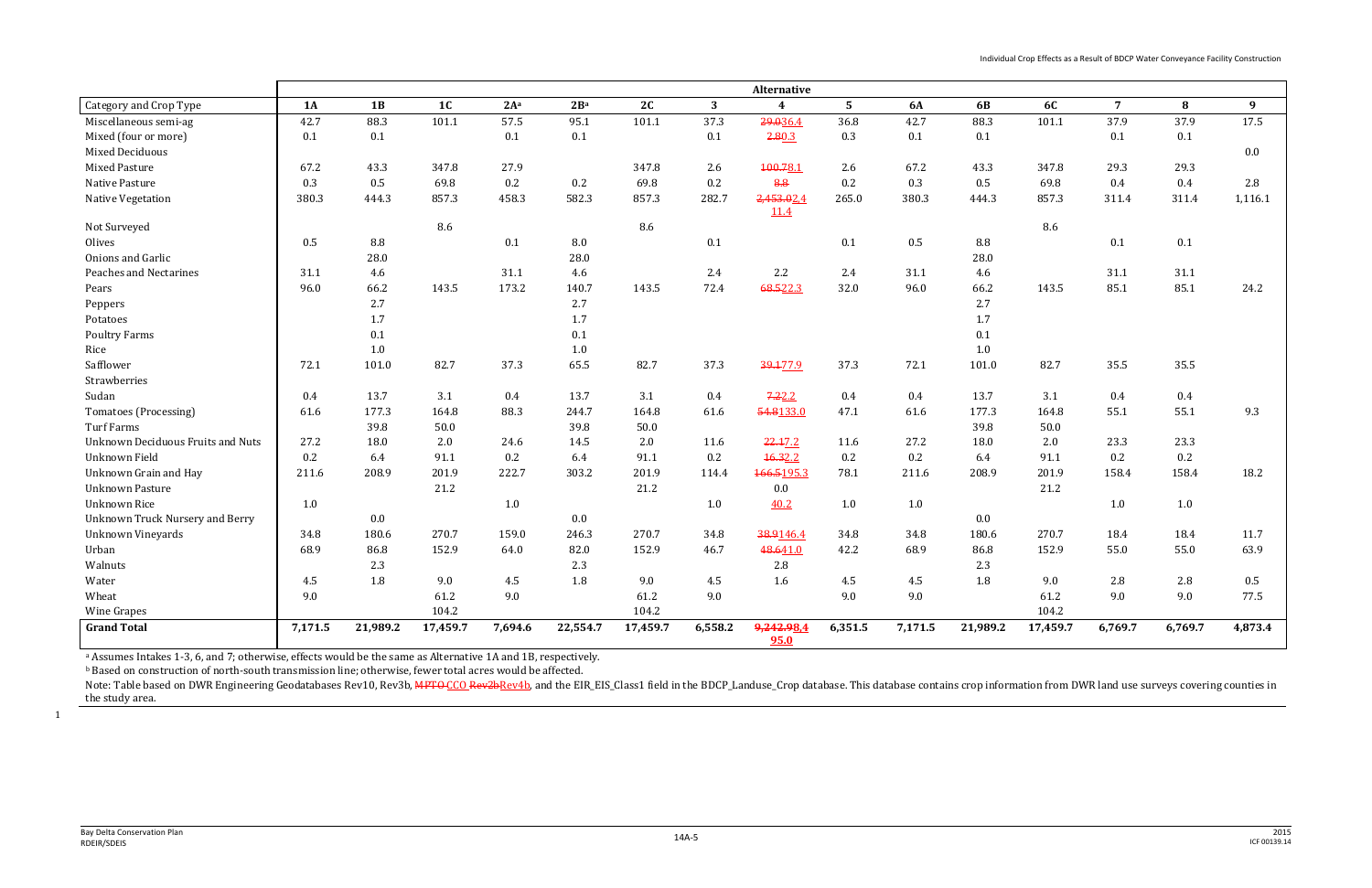| | Alternative | | | | | | | | | | | | | | |
|---|---|---|---|---|---|---|---|---|---|---|---|---|---|---|---|
| Category and Crop Type | 1A | 1B | 1C | 2A[a] | 2B[a] | 2C | 3 | 4 | 5 | 6A | 6B | 6C | 7 | 8 | 9 |
| Miscellaneous semi-ag | 42.7 | 88.3 | 101.1 | 57.5 | 95.1 | 101.1 | 37.3 | ~~29.0~~36.4 | 36.8 | 42.7 | 88.3 | 101.1 | 37.9 | 37.9 | 17.5 |
| Mixed (four or more) | 0.1 | 0.1 | | 0.1 | 0.1 | | 0.1 | ~~2.8~~0.3 | 0.3 | 0.1 | 0.1 | | 0.1 | 0.1 | |
| Mixed Deciduous | | | | | | | | | | | | | | | 0.0 |
| Mixed Pasture | 67.2 | 43.3 | 347.8 | 27.9 | | 347.8 | 2.6 | ~~100.7~~8.1 | 2.6 | 67.2 | 43.3 | 347.8 | 29.3 | 29.3 | |
| Native Pasture | 0.3 | 0.5 | 69.8 | 0.2 | 0.2 | 69.8 | 0.2 | ~~8.8~~ | 0.2 | 0.3 | 0.5 | 69.8 | 0.4 | 0.4 | 2.8 |
| Native Vegetation | 380.3 | 444.3 | 857.3 | 458.3 | 582.3 | 857.3 | 282.7 | ~~2,453.0~~2,411.4 | 265.0 | 380.3 | 444.3 | 857.3 | 311.4 | 311.4 | 1,116.1 |
| Not Surveyed | | | 8.6 | | | 8.6 | | | | | | 8.6 | | | |
| Olives | 0.5 | 8.8 | | 0.1 | 8.0 | | 0.1 | | 0.1 | 0.5 | 8.8 | | 0.1 | 0.1 | |
| Onions and Garlic | | 28.0 | | | 28.0 | | | | | | 28.0 | | | | |
| Peaches and Nectarines | 31.1 | 4.6 | | 31.1 | 4.6 | | 2.4 | 2.2 | 2.4 | 31.1 | 4.6 | | 31.1 | 31.1 | |
| Pears | 96.0 | 66.2 | 143.5 | 173.2 | 140.7 | 143.5 | 72.4 | ~~68.5~~22.3 | 32.0 | 96.0 | 66.2 | 143.5 | 85.1 | 85.1 | 24.2 |
| Peppers | | 2.7 | | | 2.7 | | | | | | 2.7 | | | | |
| Potatoes | | 1.7 | | | 1.7 | | | | | | 1.7 | | | | |
| Poultry Farms | | 0.1 | | | 0.1 | | | | | | 0.1 | | | | |
| Rice | | 1.0 | | | 1.0 | | | | | | 1.0 | | | | |
| Safflower | 72.1 | 101.0 | 82.7 | 37.3 | 65.5 | 82.7 | 37.3 | ~~39.1~~77.9 | 37.3 | 72.1 | 101.0 | 82.7 | 35.5 | 35.5 | |
| Strawberries | | | | | | | | | | | | | | | |
| Sudan | 0.4 | 13.7 | 3.1 | 0.4 | 13.7 | 3.1 | 0.4 | ~~7.2~~2.2 | 0.4 | 0.4 | 13.7 | 3.1 | 0.4 | 0.4 | |
| Tomatoes (Processing) | 61.6 | 177.3 | 164.8 | 88.3 | 244.7 | 164.8 | 61.6 | ~~54.8~~133.0 | 47.1 | 61.6 | 177.3 | 164.8 | 55.1 | 55.1 | 9.3 |
| Turf Farms | | 39.8 | 50.0 | | 39.8 | 50.0 | | | | | 39.8 | 50.0 | | | |
| Unknown Deciduous Fruits and Nuts | 27.2 | 18.0 | 2.0 | 24.6 | 14.5 | 2.0 | 11.6 | ~~22.1~~7.2 | 11.6 | 27.2 | 18.0 | 2.0 | 23.3 | 23.3 | |
| Unknown Field | 0.2 | 6.4 | 91.1 | 0.2 | 6.4 | 91.1 | 0.2 | ~~16.3~~2.2 | 0.2 | 0.2 | 6.4 | 91.1 | 0.2 | 0.2 | |
| Unknown Grain and Hay | 211.6 | 208.9 | 201.9 | 222.7 | 303.2 | 201.9 | 114.4 | ~~166.5~~195.3 | 78.1 | 211.6 | 208.9 | 201.9 | 158.4 | 158.4 | 18.2 |
| Unknown Pasture | | | 21.2 | | | 21.2 | | 0.0 | | | | 21.2 | | | |
| Unknown Rice | 1.0 | | | 1.0 | | | 1.0 | 40.2 | 1.0 | 1.0 | | | 1.0 | 1.0 | |
| Unknown Truck Nursery and Berry | | 0.0 | | | 0.0 | | | | | | 0.0 | | | | |
| Unknown Vineyards | 34.8 | 180.6 | 270.7 | 159.0 | 246.3 | 270.7 | 34.8 | ~~38.9~~146.4 | 34.8 | 34.8 | 180.6 | 270.7 | 18.4 | 18.4 | 11.7 |
| Urban | 68.9 | 86.8 | 152.9 | 64.0 | 82.0 | 152.9 | 46.7 | ~~48.6~~41.0 | 42.2 | 68.9 | 86.8 | 152.9 | 55.0 | 55.0 | 63.9 |
| Walnuts | | 2.3 | | | 2.3 | | | 2.8 | | | 2.3 | | | | |
| Water | 4.5 | 1.8 | 9.0 | 4.5 | 1.8 | 9.0 | 4.5 | 1.6 | 4.5 | 4.5 | 1.8 | 9.0 | 2.8 | 2.8 | 0.5 |
| Wheat | 9.0 | | 61.2 | 9.0 | | 61.2 | 9.0 | | 9.0 | 9.0 | | 61.2 | 9.0 | 9.0 | 77.5 |
| Wine Grapes | | | 104.2 | | | 104.2 | | | | | | 104.2 | | | |
| **Grand Total** | **7,171.5** | **21,989.2** | **17,459.7** | **7,694.6** | **22,554.7** | **17,459.7** | **6,558.2** | **~~9,242.9~~8,495.0** | **6,351.5** | **7,171.5** | **21,989.2** | **17,459.7** | **6,769.7** | **6,769.7** | **4,873.4** |

[a] Assumes Intakes 1-3, 6, and 7; otherwise, effects would be the same as Alternative 1A and 1B, respectively.

[b] Based on construction of north-south transmission line; otherwise, fewer total acres would be affected.

Note: Table based on DWR Engineering Geodatabases Rev10, Rev3b, ~~MPTO~~ CCO ~~Rev2b~~Rev4b, and the EIR_EIS_Class1 field in the BDCP_Landuse_Crop database. This database contains crop information from DWR land use surveys covering counties in the study area.